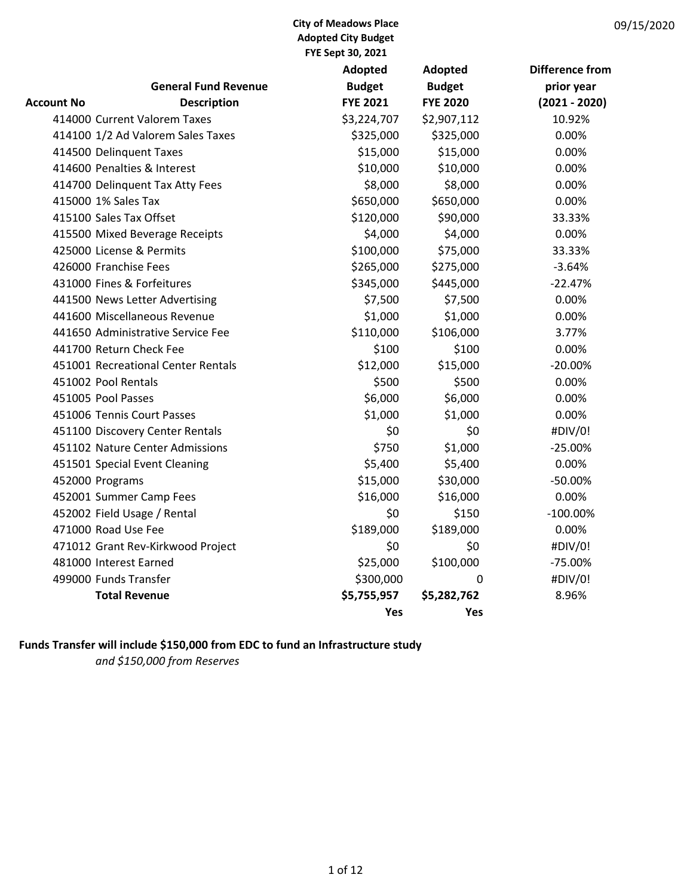**City of Meadows Place**
**Adopted City Budget**
**FYE Sept 30, 2021**

09/15/2020

| Account No | General Fund Revenue Description | Adopted Budget FYE 2021 | Adopted Budget FYE 2020 | Difference from prior year (2021 - 2020) |
|---|---|---|---|---|
| 414000 | Current Valorem Taxes | $3,224,707 | $2,907,112 | 10.92% |
| 414100 | 1/2 Ad Valorem Sales Taxes | $325,000 | $325,000 | 0.00% |
| 414500 | Delinquent Taxes | $15,000 | $15,000 | 0.00% |
| 414600 | Penalties & Interest | $10,000 | $10,000 | 0.00% |
| 414700 | Delinquent Tax Atty Fees | $8,000 | $8,000 | 0.00% |
| 415000 | 1% Sales Tax | $650,000 | $650,000 | 0.00% |
| 415100 | Sales Tax Offset | $120,000 | $90,000 | 33.33% |
| 415500 | Mixed Beverage Receipts | $4,000 | $4,000 | 0.00% |
| 425000 | License & Permits | $100,000 | $75,000 | 33.33% |
| 426000 | Franchise Fees | $265,000 | $275,000 | -3.64% |
| 431000 | Fines & Forfeitures | $345,000 | $445,000 | -22.47% |
| 441500 | News Letter Advertising | $7,500 | $7,500 | 0.00% |
| 441600 | Miscellaneous Revenue | $1,000 | $1,000 | 0.00% |
| 441650 | Administrative Service Fee | $110,000 | $106,000 | 3.77% |
| 441700 | Return Check Fee | $100 | $100 | 0.00% |
| 451001 | Recreational Center Rentals | $12,000 | $15,000 | -20.00% |
| 451002 | Pool Rentals | $500 | $500 | 0.00% |
| 451005 | Pool Passes | $6,000 | $6,000 | 0.00% |
| 451006 | Tennis Court Passes | $1,000 | $1,000 | 0.00% |
| 451100 | Discovery Center Rentals | $0 | $0 | #DIV/0! |
| 451102 | Nature Center Admissions | $750 | $1,000 | -25.00% |
| 451501 | Special Event Cleaning | $5,400 | $5,400 | 0.00% |
| 452000 | Programs | $15,000 | $30,000 | -50.00% |
| 452001 | Summer Camp Fees | $16,000 | $16,000 | 0.00% |
| 452002 | Field Usage / Rental | $0 | $150 | -100.00% |
| 471000 | Road Use Fee | $189,000 | $189,000 | 0.00% |
| 471012 | Grant Rev-Kirkwood Project | $0 | $0 | #DIV/0! |
| 481000 | Interest Earned | $25,000 | $100,000 | -75.00% |
| 499000 | Funds Transfer | $300,000 | 0 | #DIV/0! |
| | **Total Revenue** | **$5,755,957** | **$5,282,762** | 8.96% |
| | | **Yes** | **Yes** | |

**Funds Transfer will include $150,000 from EDC to fund an Infrastructure study**
*and $150,000 from Reserves*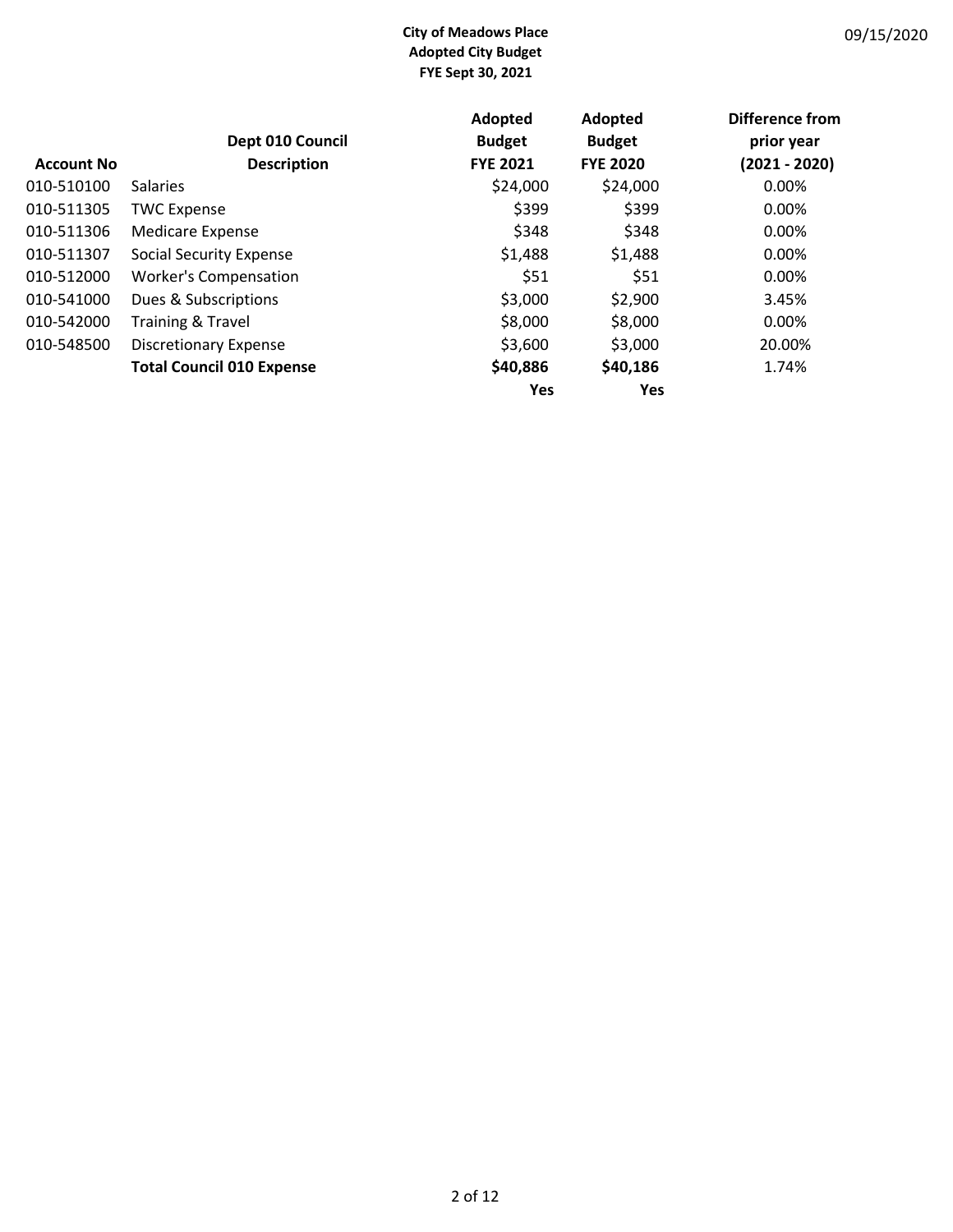**City of Meadows Place**
**Adopted City Budget**
**FYE Sept 30, 2021**

09/15/2020

| Account No | Dept 010 Council Description | Adopted Budget FYE 2021 | Adopted Budget FYE 2020 | Difference from prior year (2021 - 2020) |
|---|---|---|---|---|
| 010-510100 | Salaries | $24,000 | $24,000 | 0.00% |
| 010-511305 | TWC Expense | $399 | $399 | 0.00% |
| 010-511306 | Medicare Expense | $348 | $348 | 0.00% |
| 010-511307 | Social Security Expense | $1,488 | $1,488 | 0.00% |
| 010-512000 | Worker's Compensation | $51 | $51 | 0.00% |
| 010-541000 | Dues & Subscriptions | $3,000 | $2,900 | 3.45% |
| 010-542000 | Training & Travel | $8,000 | $8,000 | 0.00% |
| 010-548500 | Discretionary Expense | $3,600 | $3,000 | 20.00% |
| | **Total Council 010 Expense** | **$40,886** | **$40,186** | 1.74% |
| | | **Yes** | **Yes** | |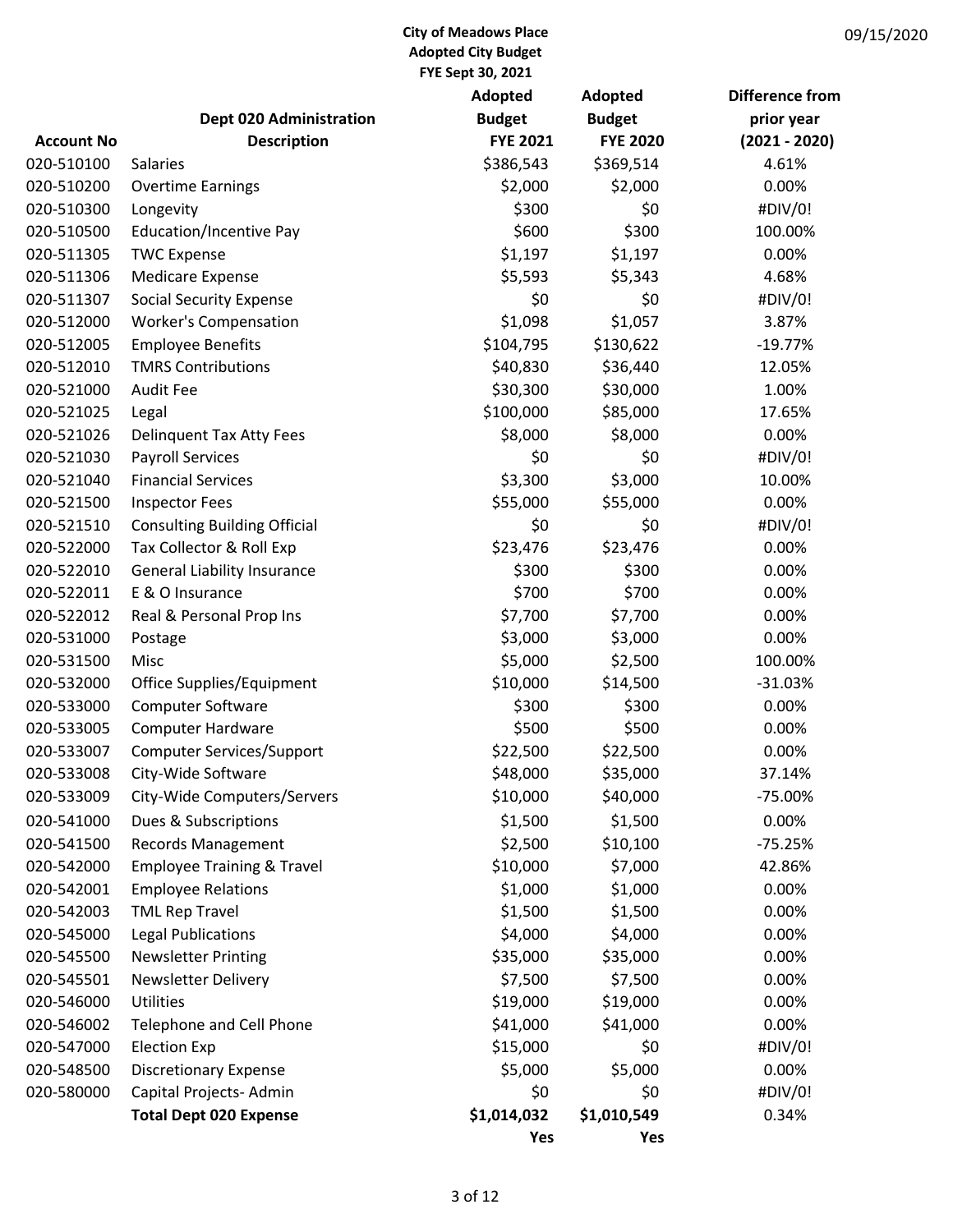**City of Meadows Place**
**Adopted City Budget**
**FYE Sept 30, 2021**

09/15/2020

| Account No | Dept 020 Administration Description | Adopted Budget FYE 2021 | Adopted Budget FYE 2020 | Difference from prior year (2021 - 2020) |
|---|---|---|---|---|
| 020-510100 | Salaries | $386,543 | $369,514 | 4.61% |
| 020-510200 | Overtime Earnings | $2,000 | $2,000 | 0.00% |
| 020-510300 | Longevity | $300 | $0 | #DIV/0! |
| 020-510500 | Education/Incentive Pay | $600 | $300 | 100.00% |
| 020-511305 | TWC Expense | $1,197 | $1,197 | 0.00% |
| 020-511306 | Medicare Expense | $5,593 | $5,343 | 4.68% |
| 020-511307 | Social Security Expense | $0 | $0 | #DIV/0! |
| 020-512000 | Worker's Compensation | $1,098 | $1,057 | 3.87% |
| 020-512005 | Employee Benefits | $104,795 | $130,622 | -19.77% |
| 020-512010 | TMRS Contributions | $40,830 | $36,440 | 12.05% |
| 020-521000 | Audit Fee | $30,300 | $30,000 | 1.00% |
| 020-521025 | Legal | $100,000 | $85,000 | 17.65% |
| 020-521026 | Delinquent Tax Atty Fees | $8,000 | $8,000 | 0.00% |
| 020-521030 | Payroll Services | $0 | $0 | #DIV/0! |
| 020-521040 | Financial Services | $3,300 | $3,000 | 10.00% |
| 020-521500 | Inspector Fees | $55,000 | $55,000 | 0.00% |
| 020-521510 | Consulting Building Official | $0 | $0 | #DIV/0! |
| 020-522000 | Tax Collector & Roll Exp | $23,476 | $23,476 | 0.00% |
| 020-522010 | General Liability Insurance | $300 | $300 | 0.00% |
| 020-522011 | E & O Insurance | $700 | $700 | 0.00% |
| 020-522012 | Real & Personal Prop Ins | $7,700 | $7,700 | 0.00% |
| 020-531000 | Postage | $3,000 | $3,000 | 0.00% |
| 020-531500 | Misc | $5,000 | $2,500 | 100.00% |
| 020-532000 | Office Supplies/Equipment | $10,000 | $14,500 | -31.03% |
| 020-533000 | Computer Software | $300 | $300 | 0.00% |
| 020-533005 | Computer Hardware | $500 | $500 | 0.00% |
| 020-533007 | Computer Services/Support | $22,500 | $22,500 | 0.00% |
| 020-533008 | City-Wide Software | $48,000 | $35,000 | 37.14% |
| 020-533009 | City-Wide Computers/Servers | $10,000 | $40,000 | -75.00% |
| 020-541000 | Dues & Subscriptions | $1,500 | $1,500 | 0.00% |
| 020-541500 | Records Management | $2,500 | $10,100 | -75.25% |
| 020-542000 | Employee Training & Travel | $10,000 | $7,000 | 42.86% |
| 020-542001 | Employee Relations | $1,000 | $1,000 | 0.00% |
| 020-542003 | TML Rep Travel | $1,500 | $1,500 | 0.00% |
| 020-545000 | Legal Publications | $4,000 | $4,000 | 0.00% |
| 020-545500 | Newsletter Printing | $35,000 | $35,000 | 0.00% |
| 020-545501 | Newsletter Delivery | $7,500 | $7,500 | 0.00% |
| 020-546000 | Utilities | $19,000 | $19,000 | 0.00% |
| 020-546002 | Telephone and Cell Phone | $41,000 | $41,000 | 0.00% |
| 020-547000 | Election Exp | $15,000 | $0 | #DIV/0! |
| 020-548500 | Discretionary Expense | $5,000 | $5,000 | 0.00% |
| 020-580000 | Capital Projects- Admin | $0 | $0 | #DIV/0! |
| | **Total Dept 020 Expense** | **$1,014,032** | **$1,010,549** | 0.34% |
| | | **Yes** | **Yes** | |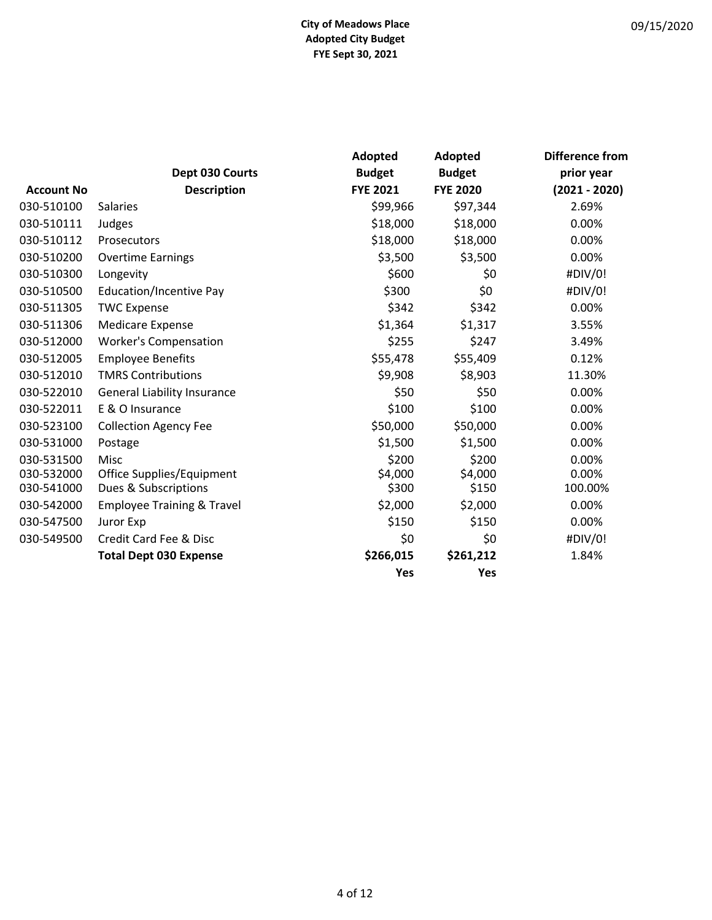**City of Meadows Place**
**Adopted City Budget**
**FYE Sept 30, 2021**

09/15/2020

| Account No | Dept 030 Courts Description | Adopted Budget FYE 2021 | Adopted Budget FYE 2020 | Difference from prior year (2021 - 2020) |
|---|---|---|---|---|
| 030-510100 | Salaries | $99,966 | $97,344 | 2.69% |
| 030-510111 | Judges | $18,000 | $18,000 | 0.00% |
| 030-510112 | Prosecutors | $18,000 | $18,000 | 0.00% |
| 030-510200 | Overtime Earnings | $3,500 | $3,500 | 0.00% |
| 030-510300 | Longevity | $600 | $0 | #DIV/0! |
| 030-510500 | Education/Incentive Pay | $300 | $0 | #DIV/0! |
| 030-511305 | TWC Expense | $342 | $342 | 0.00% |
| 030-511306 | Medicare Expense | $1,364 | $1,317 | 3.55% |
| 030-512000 | Worker's Compensation | $255 | $247 | 3.49% |
| 030-512005 | Employee Benefits | $55,478 | $55,409 | 0.12% |
| 030-512010 | TMRS Contributions | $9,908 | $8,903 | 11.30% |
| 030-522010 | General Liability Insurance | $50 | $50 | 0.00% |
| 030-522011 | E & O Insurance | $100 | $100 | 0.00% |
| 030-523100 | Collection Agency Fee | $50,000 | $50,000 | 0.00% |
| 030-531000 | Postage | $1,500 | $1,500 | 0.00% |
| 030-531500 | Misc | $200 | $200 | 0.00% |
| 030-532000 | Office Supplies/Equipment | $4,000 | $4,000 | 0.00% |
| 030-541000 | Dues & Subscriptions | $300 | $150 | 100.00% |
| 030-542000 | Employee Training & Travel | $2,000 | $2,000 | 0.00% |
| 030-547500 | Juror Exp | $150 | $150 | 0.00% |
| 030-549500 | Credit Card Fee & Disc | $0 | $0 | #DIV/0! |
| | **Total Dept 030 Expense** | **$266,015** | **$261,212** | 1.84% |
| | | **Yes** | **Yes** | |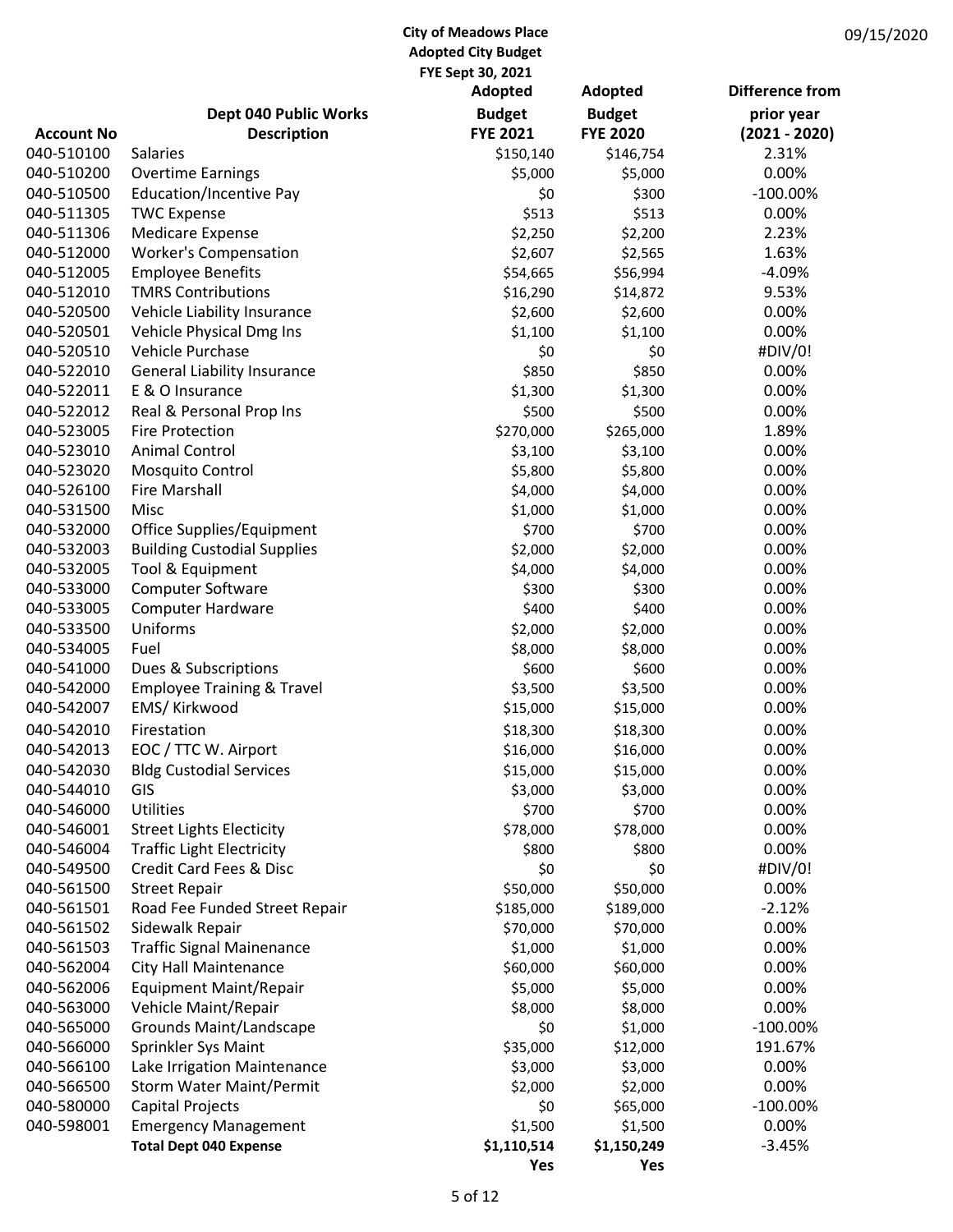City of Meadows Place
Adopted City Budget
FYE Sept 30, 2021

09/15/2020

| Account No | Dept 040 Public Works Description | Adopted Budget FYE 2021 | Adopted Budget FYE 2020 | Difference from prior year (2021 - 2020) |
|---|---|---|---|---|
| 040-510100 | Salaries | $150,140 | $146,754 | 2.31% |
| 040-510200 | Overtime Earnings | $5,000 | $5,000 | 0.00% |
| 040-510500 | Education/Incentive Pay | $0 | $300 | -100.00% |
| 040-511305 | TWC Expense | $513 | $513 | 0.00% |
| 040-511306 | Medicare Expense | $2,250 | $2,200 | 2.23% |
| 040-512000 | Worker's Compensation | $2,607 | $2,565 | 1.63% |
| 040-512005 | Employee Benefits | $54,665 | $56,994 | -4.09% |
| 040-512010 | TMRS Contributions | $16,290 | $14,872 | 9.53% |
| 040-520500 | Vehicle Liability Insurance | $2,600 | $2,600 | 0.00% |
| 040-520501 | Vehicle Physical Dmg Ins | $1,100 | $1,100 | 0.00% |
| 040-520510 | Vehicle Purchase | $0 | $0 | #DIV/0! |
| 040-522010 | General Liability Insurance | $850 | $850 | 0.00% |
| 040-522011 | E & O Insurance | $1,300 | $1,300 | 0.00% |
| 040-522012 | Real & Personal Prop Ins | $500 | $500 | 0.00% |
| 040-523005 | Fire Protection | $270,000 | $265,000 | 1.89% |
| 040-523010 | Animal Control | $3,100 | $3,100 | 0.00% |
| 040-523020 | Mosquito Control | $5,800 | $5,800 | 0.00% |
| 040-526100 | Fire Marshall | $4,000 | $4,000 | 0.00% |
| 040-531500 | Misc | $1,000 | $1,000 | 0.00% |
| 040-532000 | Office Supplies/Equipment | $700 | $700 | 0.00% |
| 040-532003 | Building Custodial Supplies | $2,000 | $2,000 | 0.00% |
| 040-532005 | Tool & Equipment | $4,000 | $4,000 | 0.00% |
| 040-533000 | Computer Software | $300 | $300 | 0.00% |
| 040-533005 | Computer Hardware | $400 | $400 | 0.00% |
| 040-533500 | Uniforms | $2,000 | $2,000 | 0.00% |
| 040-534005 | Fuel | $8,000 | $8,000 | 0.00% |
| 040-541000 | Dues & Subscriptions | $600 | $600 | 0.00% |
| 040-542000 | Employee Training & Travel | $3,500 | $3,500 | 0.00% |
| 040-542007 | EMS/ Kirkwood | $15,000 | $15,000 | 0.00% |
| 040-542010 | Firestation | $18,300 | $18,300 | 0.00% |
| 040-542013 | EOC / TTC W. Airport | $16,000 | $16,000 | 0.00% |
| 040-542030 | Bldg Custodial Services | $15,000 | $15,000 | 0.00% |
| 040-544010 | GIS | $3,000 | $3,000 | 0.00% |
| 040-546000 | Utilities | $700 | $700 | 0.00% |
| 040-546001 | Street Lights Electicity | $78,000 | $78,000 | 0.00% |
| 040-546004 | Traffic Light Electricity | $800 | $800 | 0.00% |
| 040-549500 | Credit Card Fees & Disc | $0 | $0 | #DIV/0! |
| 040-561500 | Street Repair | $50,000 | $50,000 | 0.00% |
| 040-561501 | Road Fee Funded Street Repair | $185,000 | $189,000 | -2.12% |
| 040-561502 | Sidewalk Repair | $70,000 | $70,000 | 0.00% |
| 040-561503 | Traffic Signal Mainenance | $1,000 | $1,000 | 0.00% |
| 040-562004 | City Hall Maintenance | $60,000 | $60,000 | 0.00% |
| 040-562006 | Equipment Maint/Repair | $5,000 | $5,000 | 0.00% |
| 040-563000 | Vehicle Maint/Repair | $8,000 | $8,000 | 0.00% |
| 040-565000 | Grounds Maint/Landscape | $0 | $1,000 | -100.00% |
| 040-566000 | Sprinkler Sys Maint | $35,000 | $12,000 | 191.67% |
| 040-566100 | Lake Irrigation Maintenance | $3,000 | $3,000 | 0.00% |
| 040-566500 | Storm Water Maint/Permit | $2,000 | $2,000 | 0.00% |
| 040-580000 | Capital Projects | $0 | $65,000 | -100.00% |
| 040-598001 | Emergency Management | $1,500 | $1,500 | 0.00% |
| | **Total Dept 040 Expense** | **$1,110,514** | **$1,150,249** | -3.45% |
| | | **Yes** | **Yes** | |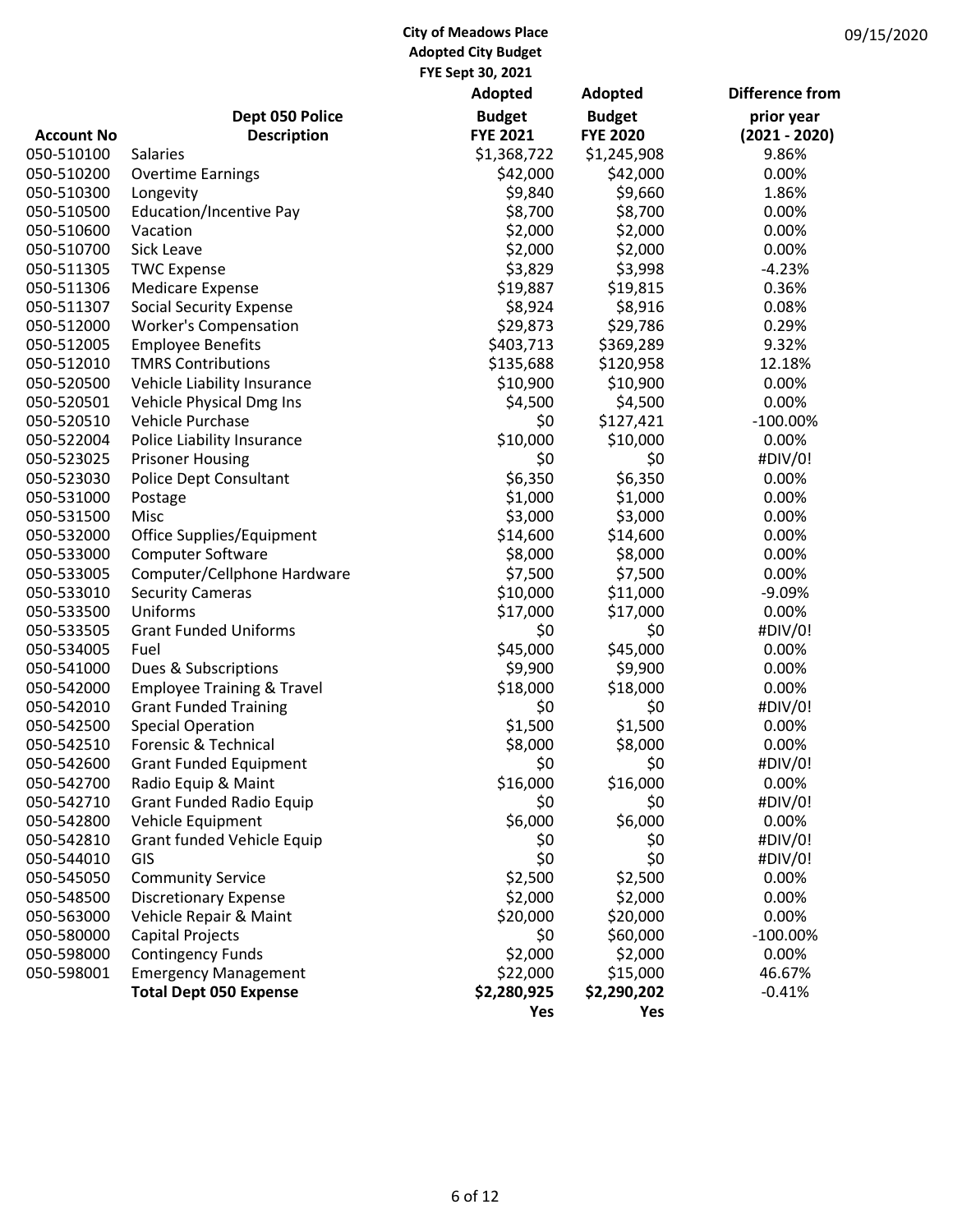**City of Meadows Place**
**Adopted City Budget**
**FYE Sept 30, 2021**

09/15/2020

| Account No | Dept 050 Police Description | Adopted Budget FYE 2021 | Adopted Budget FYE 2020 | Difference from prior year (2021 - 2020) |
|---|---|---|---|---|
| 050-510100 | Salaries | $1,368,722 | $1,245,908 | 9.86% |
| 050-510200 | Overtime Earnings | $42,000 | $42,000 | 0.00% |
| 050-510300 | Longevity | $9,840 | $9,660 | 1.86% |
| 050-510500 | Education/Incentive Pay | $8,700 | $8,700 | 0.00% |
| 050-510600 | Vacation | $2,000 | $2,000 | 0.00% |
| 050-510700 | Sick Leave | $2,000 | $2,000 | 0.00% |
| 050-511305 | TWC Expense | $3,829 | $3,998 | -4.23% |
| 050-511306 | Medicare Expense | $19,887 | $19,815 | 0.36% |
| 050-511307 | Social Security Expense | $8,924 | $8,916 | 0.08% |
| 050-512000 | Worker's Compensation | $29,873 | $29,786 | 0.29% |
| 050-512005 | Employee Benefits | $403,713 | $369,289 | 9.32% |
| 050-512010 | TMRS Contributions | $135,688 | $120,958 | 12.18% |
| 050-520500 | Vehicle Liability Insurance | $10,900 | $10,900 | 0.00% |
| 050-520501 | Vehicle Physical Dmg Ins | $4,500 | $4,500 | 0.00% |
| 050-520510 | Vehicle Purchase | $0 | $127,421 | -100.00% |
| 050-522004 | Police Liability Insurance | $10,000 | $10,000 | 0.00% |
| 050-523025 | Prisoner Housing | $0 | $0 | #DIV/0! |
| 050-523030 | Police Dept Consultant | $6,350 | $6,350 | 0.00% |
| 050-531000 | Postage | $1,000 | $1,000 | 0.00% |
| 050-531500 | Misc | $3,000 | $3,000 | 0.00% |
| 050-532000 | Office Supplies/Equipment | $14,600 | $14,600 | 0.00% |
| 050-533000 | Computer Software | $8,000 | $8,000 | 0.00% |
| 050-533005 | Computer/Cellphone Hardware | $7,500 | $7,500 | 0.00% |
| 050-533010 | Security Cameras | $10,000 | $11,000 | -9.09% |
| 050-533500 | Uniforms | $17,000 | $17,000 | 0.00% |
| 050-533505 | Grant Funded Uniforms | $0 | $0 | #DIV/0! |
| 050-534005 | Fuel | $45,000 | $45,000 | 0.00% |
| 050-541000 | Dues & Subscriptions | $9,900 | $9,900 | 0.00% |
| 050-542000 | Employee Training & Travel | $18,000 | $18,000 | 0.00% |
| 050-542010 | Grant Funded Training | $0 | $0 | #DIV/0! |
| 050-542500 | Special Operation | $1,500 | $1,500 | 0.00% |
| 050-542510 | Forensic & Technical | $8,000 | $8,000 | 0.00% |
| 050-542600 | Grant Funded Equipment | $0 | $0 | #DIV/0! |
| 050-542700 | Radio Equip & Maint | $16,000 | $16,000 | 0.00% |
| 050-542710 | Grant Funded Radio Equip | $0 | $0 | #DIV/0! |
| 050-542800 | Vehicle Equipment | $6,000 | $6,000 | 0.00% |
| 050-542810 | Grant funded Vehicle Equip | $0 | $0 | #DIV/0! |
| 050-544010 | GIS | $0 | $0 | #DIV/0! |
| 050-545050 | Community Service | $2,500 | $2,500 | 0.00% |
| 050-548500 | Discretionary Expense | $2,000 | $2,000 | 0.00% |
| 050-563000 | Vehicle Repair & Maint | $20,000 | $20,000 | 0.00% |
| 050-580000 | Capital Projects | $0 | $60,000 | -100.00% |
| 050-598000 | Contingency Funds | $2,000 | $2,000 | 0.00% |
| 050-598001 | Emergency Management | $22,000 | $15,000 | 46.67% |
| | **Total Dept 050 Expense** | **$2,280,925** | **$2,290,202** | -0.41% |
| | | **Yes** | **Yes** | |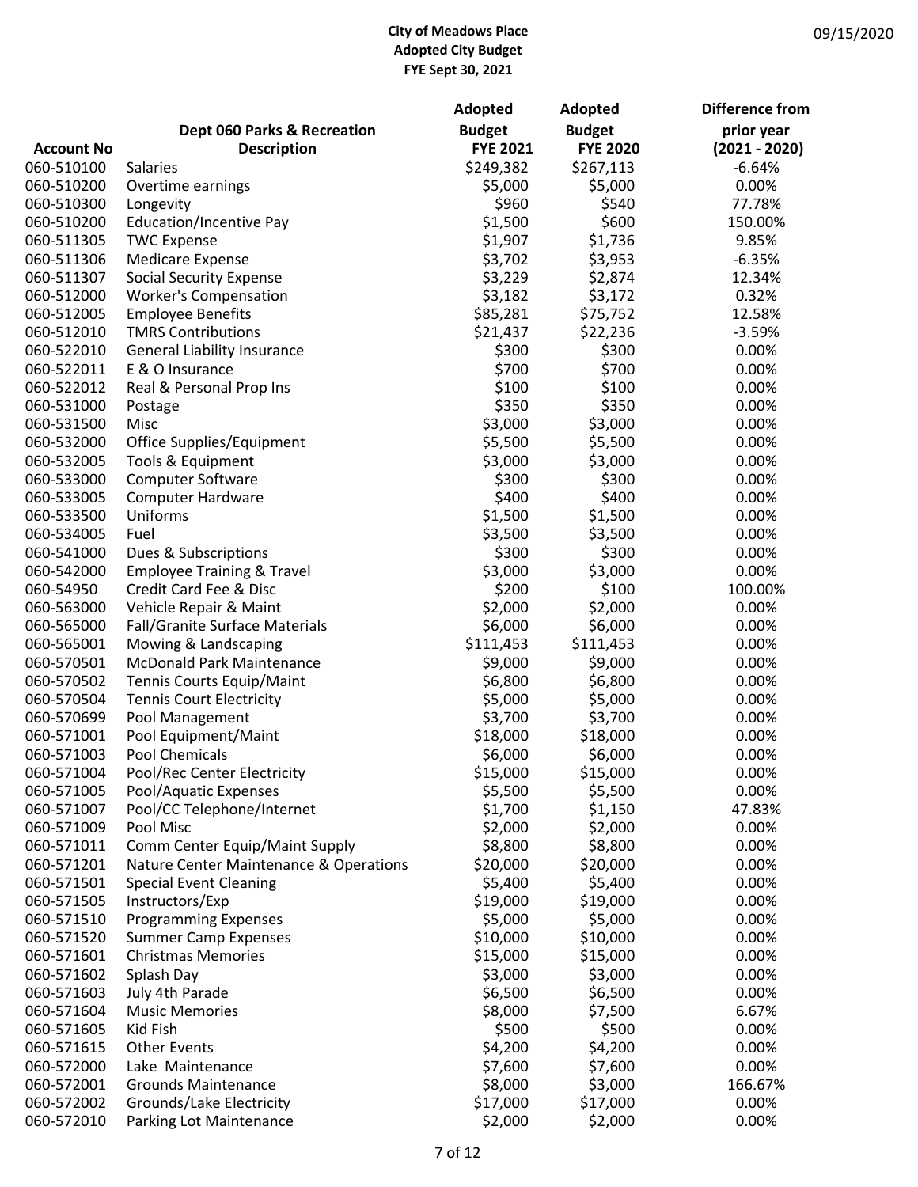**City of Meadows Place**
**Adopted City Budget**
**FYE Sept 30, 2021**

09/15/2020

| Account No | Dept 060 Parks & Recreation Description | Adopted Budget FYE 2021 | Adopted Budget FYE 2020 | Difference from prior year (2021 - 2020) |
|---|---|---|---|---|
| 060-510100 | Salaries | $249,382 | $267,113 | -6.64% |
| 060-510200 | Overtime earnings | $5,000 | $5,000 | 0.00% |
| 060-510300 | Longevity | $960 | $540 | 77.78% |
| 060-510200 | Education/Incentive Pay | $1,500 | $600 | 150.00% |
| 060-511305 | TWC Expense | $1,907 | $1,736 | 9.85% |
| 060-511306 | Medicare Expense | $3,702 | $3,953 | -6.35% |
| 060-511307 | Social Security Expense | $3,229 | $2,874 | 12.34% |
| 060-512000 | Worker's Compensation | $3,182 | $3,172 | 0.32% |
| 060-512005 | Employee Benefits | $85,281 | $75,752 | 12.58% |
| 060-512010 | TMRS Contributions | $21,437 | $22,236 | -3.59% |
| 060-522010 | General Liability Insurance | $300 | $300 | 0.00% |
| 060-522011 | E & O Insurance | $700 | $700 | 0.00% |
| 060-522012 | Real & Personal Prop Ins | $100 | $100 | 0.00% |
| 060-531000 | Postage | $350 | $350 | 0.00% |
| 060-531500 | Misc | $3,000 | $3,000 | 0.00% |
| 060-532000 | Office Supplies/Equipment | $5,500 | $5,500 | 0.00% |
| 060-532005 | Tools & Equipment | $3,000 | $3,000 | 0.00% |
| 060-533000 | Computer Software | $300 | $300 | 0.00% |
| 060-533005 | Computer Hardware | $400 | $400 | 0.00% |
| 060-533500 | Uniforms | $1,500 | $1,500 | 0.00% |
| 060-534005 | Fuel | $3,500 | $3,500 | 0.00% |
| 060-541000 | Dues & Subscriptions | $300 | $300 | 0.00% |
| 060-542000 | Employee Training & Travel | $3,000 | $3,000 | 0.00% |
| 060-54950 | Credit Card Fee & Disc | $200 | $100 | 100.00% |
| 060-563000 | Vehicle Repair & Maint | $2,000 | $2,000 | 0.00% |
| 060-565000 | Fall/Granite Surface Materials | $6,000 | $6,000 | 0.00% |
| 060-565001 | Mowing & Landscaping | $111,453 | $111,453 | 0.00% |
| 060-570501 | McDonald Park Maintenance | $9,000 | $9,000 | 0.00% |
| 060-570502 | Tennis Courts Equip/Maint | $6,800 | $6,800 | 0.00% |
| 060-570504 | Tennis Court Electricity | $5,000 | $5,000 | 0.00% |
| 060-570699 | Pool Management | $3,700 | $3,700 | 0.00% |
| 060-571001 | Pool Equipment/Maint | $18,000 | $18,000 | 0.00% |
| 060-571003 | Pool Chemicals | $6,000 | $6,000 | 0.00% |
| 060-571004 | Pool/Rec Center Electricity | $15,000 | $15,000 | 0.00% |
| 060-571005 | Pool/Aquatic Expenses | $5,500 | $5,500 | 0.00% |
| 060-571007 | Pool/CC Telephone/Internet | $1,700 | $1,150 | 47.83% |
| 060-571009 | Pool Misc | $2,000 | $2,000 | 0.00% |
| 060-571011 | Comm Center Equip/Maint Supply | $8,800 | $8,800 | 0.00% |
| 060-571201 | Nature Center Maintenance & Operations | $20,000 | $20,000 | 0.00% |
| 060-571501 | Special Event Cleaning | $5,400 | $5,400 | 0.00% |
| 060-571505 | Instructors/Exp | $19,000 | $19,000 | 0.00% |
| 060-571510 | Programming Expenses | $5,000 | $5,000 | 0.00% |
| 060-571520 | Summer Camp Expenses | $10,000 | $10,000 | 0.00% |
| 060-571601 | Christmas Memories | $15,000 | $15,000 | 0.00% |
| 060-571602 | Splash Day | $3,000 | $3,000 | 0.00% |
| 060-571603 | July 4th Parade | $6,500 | $6,500 | 0.00% |
| 060-571604 | Music Memories | $8,000 | $7,500 | 6.67% |
| 060-571605 | Kid Fish | $500 | $500 | 0.00% |
| 060-571615 | Other Events | $4,200 | $4,200 | 0.00% |
| 060-572000 | Lake Maintenance | $7,600 | $7,600 | 0.00% |
| 060-572001 | Grounds Maintenance | $8,000 | $3,000 | 166.67% |
| 060-572002 | Grounds/Lake Electricity | $17,000 | $17,000 | 0.00% |
| 060-572010 | Parking Lot Maintenance | $2,000 | $2,000 | 0.00% |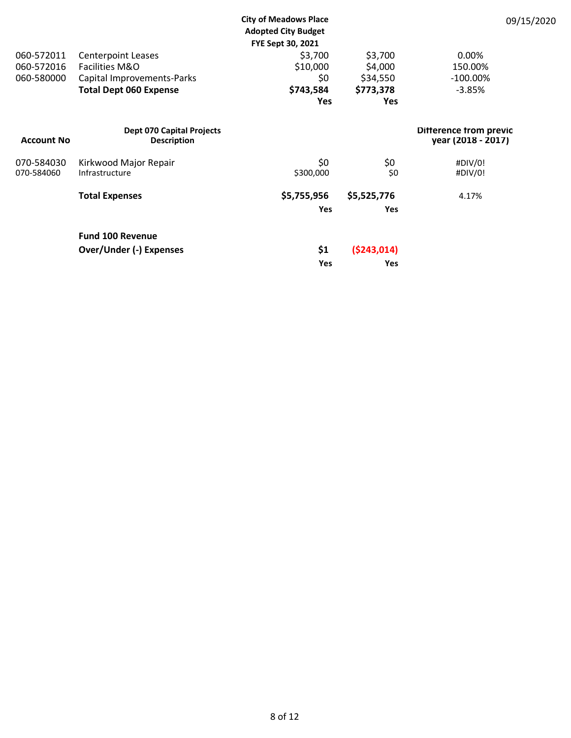**City of Meadows Place**
**Adopted City Budget**
**FYE Sept 30, 2021**

09/15/2020

| Account No | Description | | | |
|---|---|---|---|---|
| 060-572011 | Centerpoint Leases | $3,700 | $3,700 | 0.00% |
| 060-572016 | Facilities M&O | $10,000 | $4,000 | 150.00% |
| 060-580000 | Capital Improvements-Parks | $0 | $34,550 | -100.00% |
| | **Total Dept 060 Expense** | **$743,584** | **$773,378** | -3.85% |
| | | **Yes** | **Yes** | |

| **Account No** | **Dept 070 Capital Projects Description** | | | **Difference from previc year (2018 - 2017)** |
|---|---|---|---|---|
| 070-584030 | Kirkwood Major Repair | $0 | $0 | #DIV/0! |
| 070-584060 | Infrastructure | $300,000 | $0 | #DIV/0! |
| | **Total Expenses** | **$5,755,956** | **$5,525,776** | 4.17% |
| | | **Yes** | **Yes** | |
| | **Fund 100 Revenue** | | | |
| | **Over/Under (-) Expenses** | **$1** | **($243,014)** | |
| | | **Yes** | **Yes** | |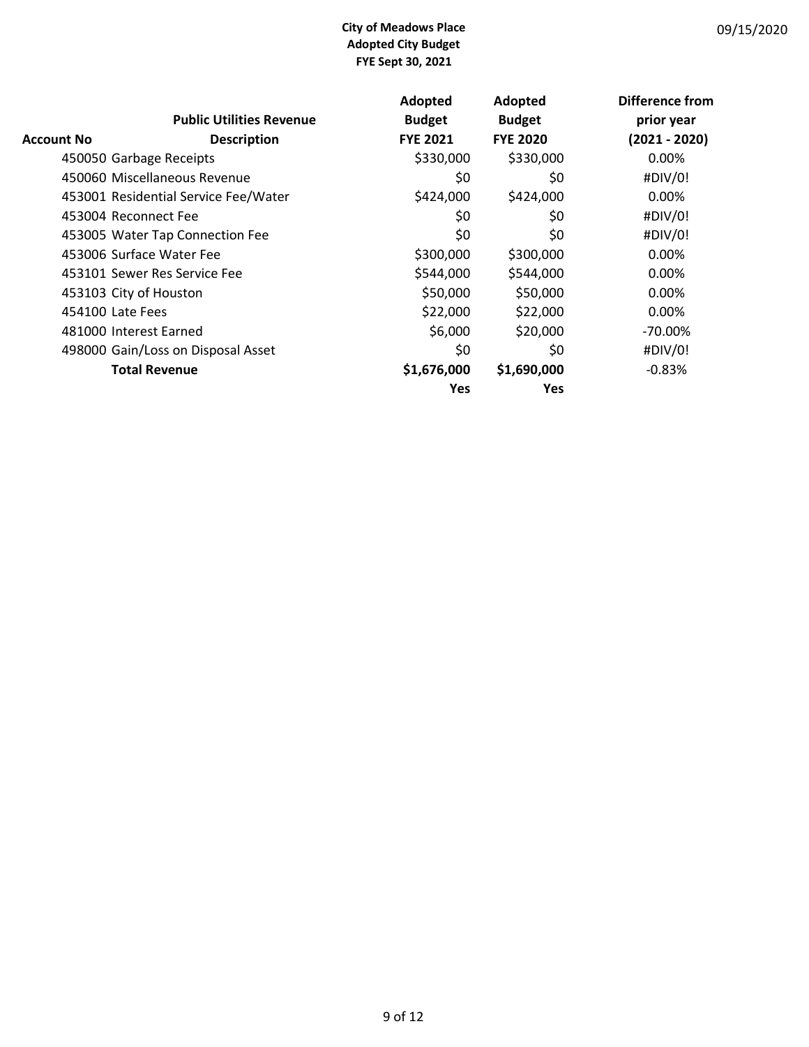**City of Meadows Place**
**Adopted City Budget**
**FYE Sept 30, 2021**

09/15/2020

| Account No | Public Utilities Revenue Description | Adopted Budget FYE 2021 | Adopted Budget FYE 2020 | Difference from prior year (2021 - 2020) |
|---|---|---|---|---|
| 450050 | Garbage Receipts | $330,000 | $330,000 | 0.00% |
| 450060 | Miscellaneous Revenue | $0 | $0 | #DIV/0! |
| 453001 | Residential Service Fee/Water | $424,000 | $424,000 | 0.00% |
| 453004 | Reconnect Fee | $0 | $0 | #DIV/0! |
| 453005 | Water Tap Connection Fee | $0 | $0 | #DIV/0! |
| 453006 | Surface Water Fee | $300,000 | $300,000 | 0.00% |
| 453101 | Sewer Res Service Fee | $544,000 | $544,000 | 0.00% |
| 453103 | City of Houston | $50,000 | $50,000 | 0.00% |
| 454100 | Late Fees | $22,000 | $22,000 | 0.00% |
| 481000 | Interest Earned | $6,000 | $20,000 | -70.00% |
| 498000 | Gain/Loss on Disposal Asset | $0 | $0 | #DIV/0! |
| | **Total Revenue** | **$1,676,000** | **$1,690,000** | -0.83% |
| | | **Yes** | **Yes** | |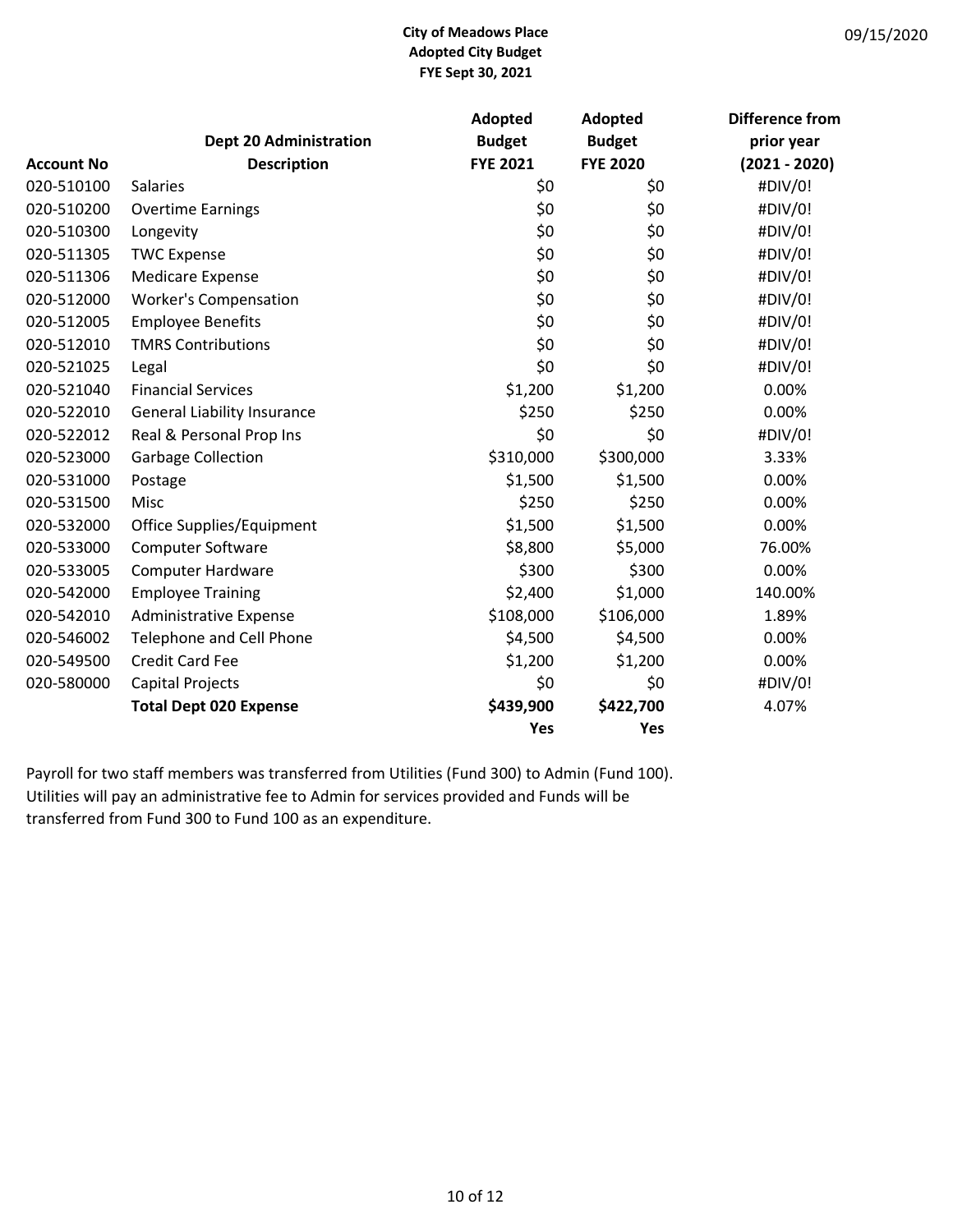**City of Meadows Place**
**Adopted City Budget**
**FYE Sept 30, 2021**

09/15/2020

| **Account No** | **Dept 20 Administration Description** | **Adopted Budget FYE 2021** | **Adopted Budget FYE 2020** | **Difference from prior year (2021 - 2020)** |
|---|---|---|---|---|
| 020-510100 | Salaries | $0 | $0 | #DIV/0! |
| 020-510200 | Overtime Earnings | $0 | $0 | #DIV/0! |
| 020-510300 | Longevity | $0 | $0 | #DIV/0! |
| 020-511305 | TWC Expense | $0 | $0 | #DIV/0! |
| 020-511306 | Medicare Expense | $0 | $0 | #DIV/0! |
| 020-512000 | Worker's Compensation | $0 | $0 | #DIV/0! |
| 020-512005 | Employee Benefits | $0 | $0 | #DIV/0! |
| 020-512010 | TMRS Contributions | $0 | $0 | #DIV/0! |
| 020-521025 | Legal | $0 | $0 | #DIV/0! |
| 020-521040 | Financial Services | $1,200 | $1,200 | 0.00% |
| 020-522010 | General Liability Insurance | $250 | $250 | 0.00% |
| 020-522012 | Real & Personal Prop Ins | $0 | $0 | #DIV/0! |
| 020-523000 | Garbage Collection | $310,000 | $300,000 | 3.33% |
| 020-531000 | Postage | $1,500 | $1,500 | 0.00% |
| 020-531500 | Misc | $250 | $250 | 0.00% |
| 020-532000 | Office Supplies/Equipment | $1,500 | $1,500 | 0.00% |
| 020-533000 | Computer Software | $8,800 | $5,000 | 76.00% |
| 020-533005 | Computer Hardware | $300 | $300 | 0.00% |
| 020-542000 | Employee Training | $2,400 | $1,000 | 140.00% |
| 020-542010 | Administrative Expense | $108,000 | $106,000 | 1.89% |
| 020-546002 | Telephone and Cell Phone | $4,500 | $4,500 | 0.00% |
| 020-549500 | Credit Card Fee | $1,200 | $1,200 | 0.00% |
| 020-580000 | Capital Projects | $0 | $0 | #DIV/0! |
| | **Total Dept 020 Expense** | **$439,900** | **$422,700** | 4.07% |
| | | **Yes** | **Yes** | |

Payroll for two staff members was transferred from Utilities (Fund 300) to Admin (Fund 100). Utilities will pay an administrative fee to Admin for services provided and Funds will be transferred from Fund 300 to Fund 100 as an expenditure.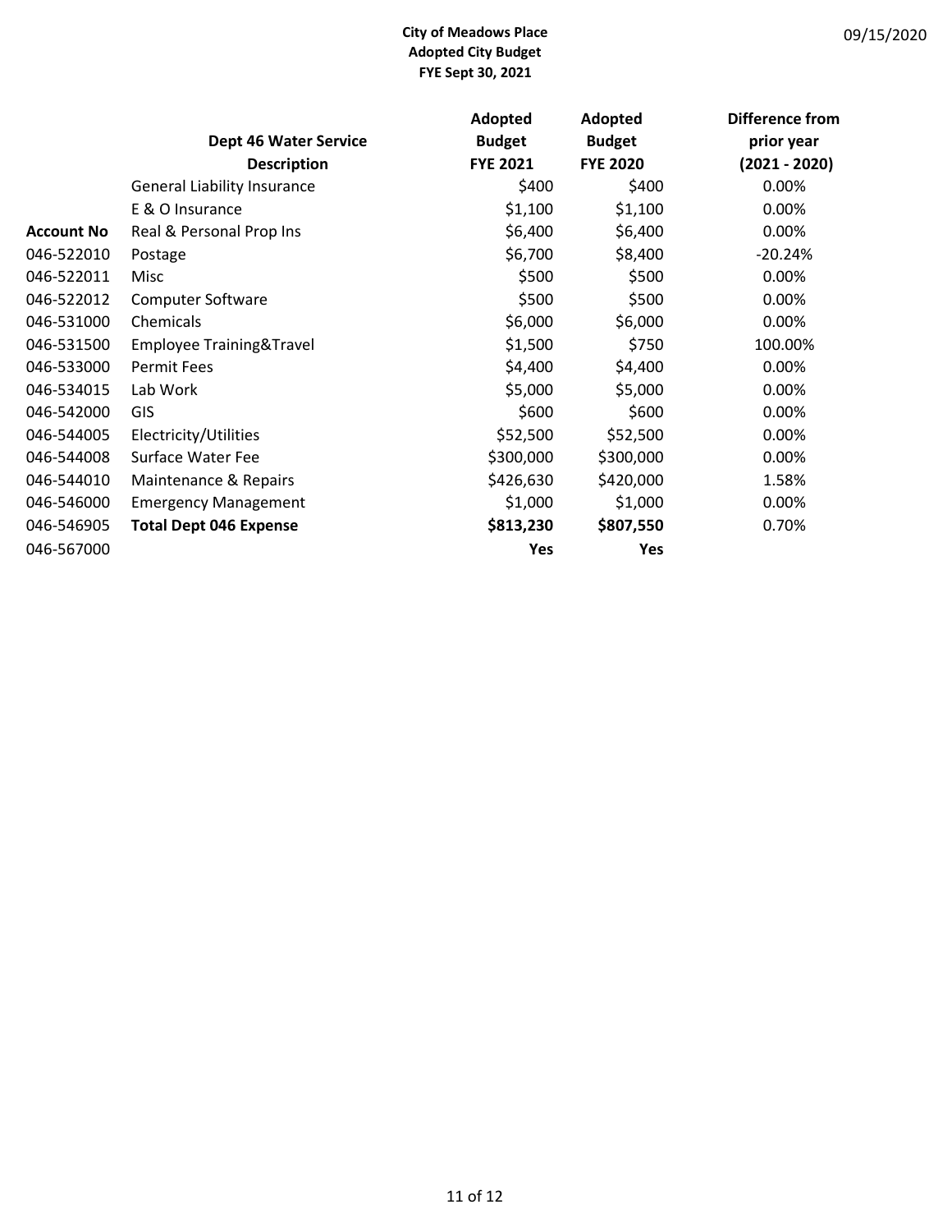**City of Meadows Place**
**Adopted City Budget**
**FYE Sept 30, 2021**

| | **Dept 46 Water Service Description** | **Adopted Budget FYE 2021** | **Adopted Budget FYE 2020** | **Difference from prior year (2021 - 2020)** |
|---|---|---|---|---|
| | General Liability Insurance | $400 | $400 | 0.00% |
| | E & O Insurance | $1,100 | $1,100 | 0.00% |
| **Account No** | Real & Personal Prop Ins | $6,400 | $6,400 | 0.00% |
| 046-522010 | Postage | $6,700 | $8,400 | -20.24% |
| 046-522011 | Misc | $500 | $500 | 0.00% |
| 046-522012 | Computer Software | $500 | $500 | 0.00% |
| 046-531000 | Chemicals | $6,000 | $6,000 | 0.00% |
| 046-531500 | Employee Training&Travel | $1,500 | $750 | 100.00% |
| 046-533000 | Permit Fees | $4,400 | $4,400 | 0.00% |
| 046-534015 | Lab Work | $5,000 | $5,000 | 0.00% |
| 046-542000 | GIS | $600 | $600 | 0.00% |
| 046-544005 | Electricity/Utilities | $52,500 | $52,500 | 0.00% |
| 046-544008 | Surface Water Fee | $300,000 | $300,000 | 0.00% |
| 046-544010 | Maintenance & Repairs | $426,630 | $420,000 | 1.58% |
| 046-546000 | Emergency Management | $1,000 | $1,000 | 0.00% |
| 046-546905 | **Total Dept 046 Expense** | **$813,230** | **$807,550** | 0.70% |
| 046-567000 | | **Yes** | **Yes** | |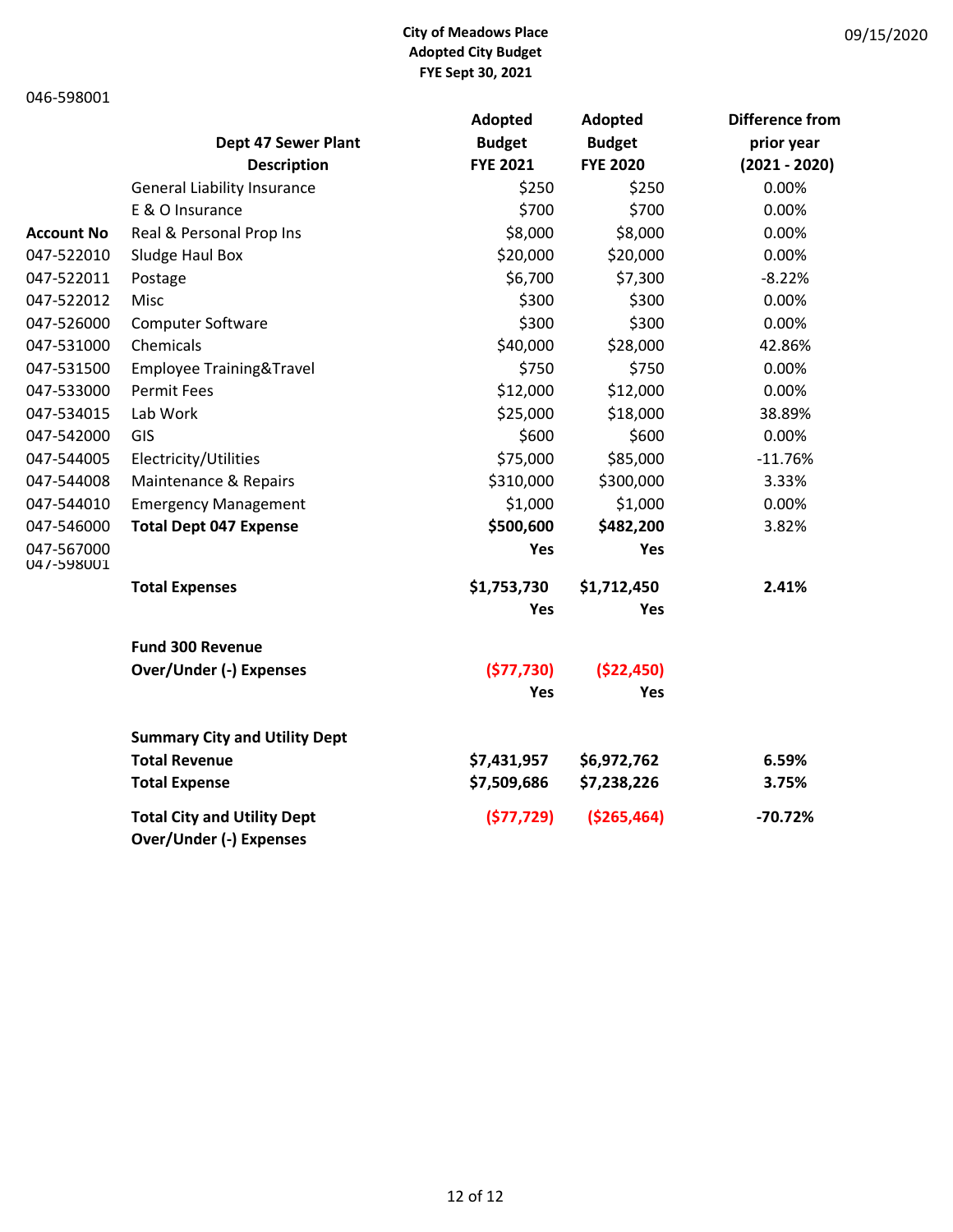**City of Meadows Place**
**Adopted City Budget**
**FYE Sept 30, 2021**

09/15/2020

046-598001

| Account No | Dept 47 Sewer Plant Description | Adopted Budget FYE 2021 | Adopted Budget FYE 2020 | Difference from prior year (2021 - 2020) |
|---|---|---|---|---|
| | General Liability Insurance | $250 | $250 | 0.00% |
| | E & O Insurance | $700 | $700 | 0.00% |
| | Real & Personal Prop Ins | $8,000 | $8,000 | 0.00% |
| 047-522010 | Sludge Haul Box | $20,000 | $20,000 | 0.00% |
| 047-522011 | Postage | $6,700 | $7,300 | -8.22% |
| 047-522012 | Misc | $300 | $300 | 0.00% |
| 047-526000 | Computer Software | $300 | $300 | 0.00% |
| 047-531000 | Chemicals | $40,000 | $28,000 | 42.86% |
| 047-531500 | Employee Training&Travel | $750 | $750 | 0.00% |
| 047-533000 | Permit Fees | $12,000 | $12,000 | 0.00% |
| 047-534015 | Lab Work | $25,000 | $18,000 | 38.89% |
| 047-542000 | GIS | $600 | $600 | 0.00% |
| 047-544005 | Electricity/Utilities | $75,000 | $85,000 | -11.76% |
| 047-544008 | Maintenance & Repairs | $310,000 | $300,000 | 3.33% |
| 047-544010 | Emergency Management | $1,000 | $1,000 | 0.00% |
| 047-546000 | **Total Dept 047 Expense** | **$500,600** | **$482,200** | 3.82% |
| 047-567000 | | **Yes** | **Yes** | |
| 047-598001 | | | | |
| | **Total Expenses** | **$1,753,730** | **$1,712,450** | **2.41%** |
| | | **Yes** | **Yes** | |
| | **Fund 300 Revenue Over/Under (-) Expenses** | **($77,730)** | **($22,450)** | |
| | | **Yes** | **Yes** | |
| | **Summary City and Utility Dept** | | | |
| | **Total Revenue** | **$7,431,957** | **$6,972,762** | **6.59%** |
| | **Total Expense** | **$7,509,686** | **$7,238,226** | **3.75%** |
| | **Total City and Utility Dept Over/Under (-) Expenses** | **($77,729)** | **($265,464)** | **-70.72%** |